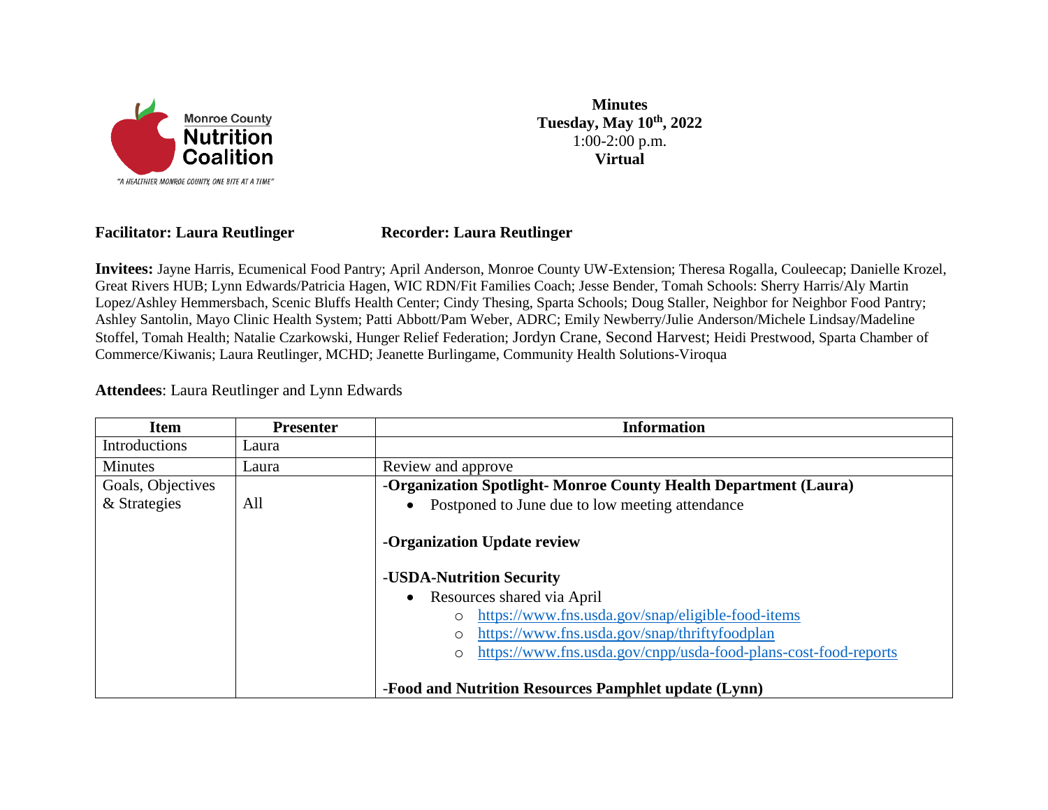Monroe County Nutrition Coalition

"A HEALTHIER MONROE COUNTY, ONE BITE AT A TIME"

**Minutes**
**Tuesday, May 10th, 2022**
1:00-2:00 p.m.
**Virtual**

**Facilitator: Laura Reutlinger** **Recorder: Laura Reutlinger**

**Invitees:** Jayne Harris, Ecumenical Food Pantry; April Anderson, Monroe County UW-Extension; Theresa Rogalla, Couleecap; Danielle Krozel, Great Rivers HUB; Lynn Edwards/Patricia Hagen, WIC RDN/Fit Families Coach; Jesse Bender, Tomah Schools: Sherry Harris/Aly Martin Lopez/Ashley Hemmersbach, Scenic Bluffs Health Center; Cindy Thesing, Sparta Schools; Doug Staller, Neighbor for Neighbor Food Pantry; Ashley Santolin, Mayo Clinic Health System; Patti Abbott/Pam Weber, ADRC; Emily Newberry/Julie Anderson/Michele Lindsay/Madeline Stoffel, Tomah Health; Natalie Czarkowski, Hunger Relief Federation; Jordyn Crane, Second Harvest; Heidi Prestwood, Sparta Chamber of Commerce/Kiwanis; Laura Reutlinger, MCHD; Jeanette Burlingame, Community Health Solutions-Viroqua

**Attendees**: Laura Reutlinger and Lynn Edwards

| Item | Presenter | Information |
|---|---|---|
| Introductions | Laura | |
| Minutes | Laura | Review and approve |
| Goals, Objectives & Strategies | All | **-Organization Spotlight- Monroe County Health Department (Laura)**<br>• Postponed to June due to low meeting attendance<br><br>**-Organization Update review**<br><br>**-USDA-Nutrition Security**<br>• Resources shared via April<br>  ○ https://www.fns.usda.gov/snap/eligible-food-items<br>  ○ https://www.fns.usda.gov/snap/thriftyfoodplan<br>  ○ https://www.fns.usda.gov/cnpp/usda-food-plans-cost-food-reports<br><br>**-Food and Nutrition Resources Pamphlet update (Lynn)** |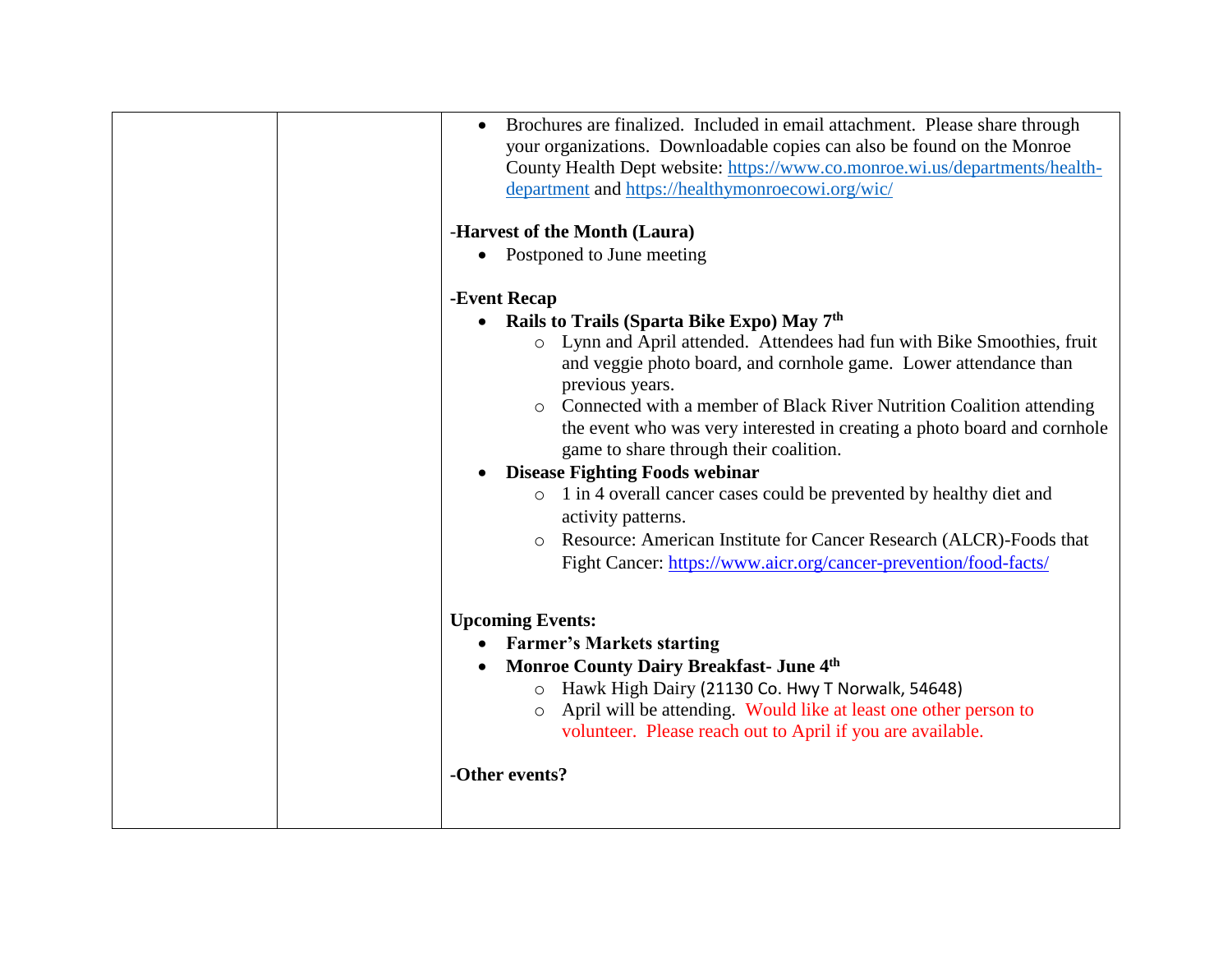| | | Brochures are finalized. Included in email attachment. Please share through your organizations. Downloadable copies can also be found on the Monroe County Health Dept website: https://www.co.monroe.wi.us/departments/health-department and https://healthymonroecowi.org/wic/ |
|---|---|---|
| | | **-Harvest of the Month (Laura)**<br>• Postponed to June meeting<br><br>**-Event Recap**<br>• **Rails to Trails (Sparta Bike Expo) May 7th**<br>  ○ Lynn and April attended. Attendees had fun with Bike Smoothies, fruit and veggie photo board, and cornhole game. Lower attendance than previous years.<br>  ○ Connected with a member of Black River Nutrition Coalition attending the event who was very interested in creating a photo board and cornhole game to share through their coalition.<br>• **Disease Fighting Foods webinar**<br>  ○ 1 in 4 overall cancer cases could be prevented by healthy diet and activity patterns.<br>  ○ Resource: American Institute for Cancer Research (ALCR)-Foods that Fight Cancer: https://www.aicr.org/cancer-prevention/food-facts/<br><br>**Upcoming Events:**<br>• **Farmer's Markets starting**<br>• **Monroe County Dairy Breakfast- June 4th**<br>  ○ Hawk High Dairy (21130 Co. Hwy T Norwalk, 54648)<br>  ○ April will be attending. Would like at least one other person to volunteer. Please reach out to April if you are available.<br><br>**-Other events?** |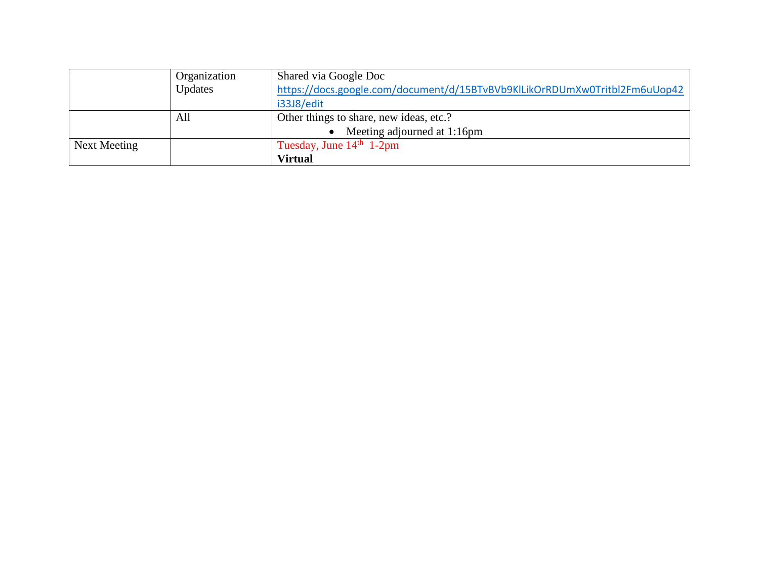| | | |
|---|---|---|
| | Organization Updates | Shared via Google Doc https://docs.google.com/document/d/15BTvBVb9KlLikOrRDUmXw0Tritbl2Fm6uUop42i33J8/edit |
| | All | Other things to share, new ideas, etc.? <br>• Meeting adjourned at 1:16pm |
| Next Meeting | | Tuesday, June 14th 1-2pm <br>**Virtual** |